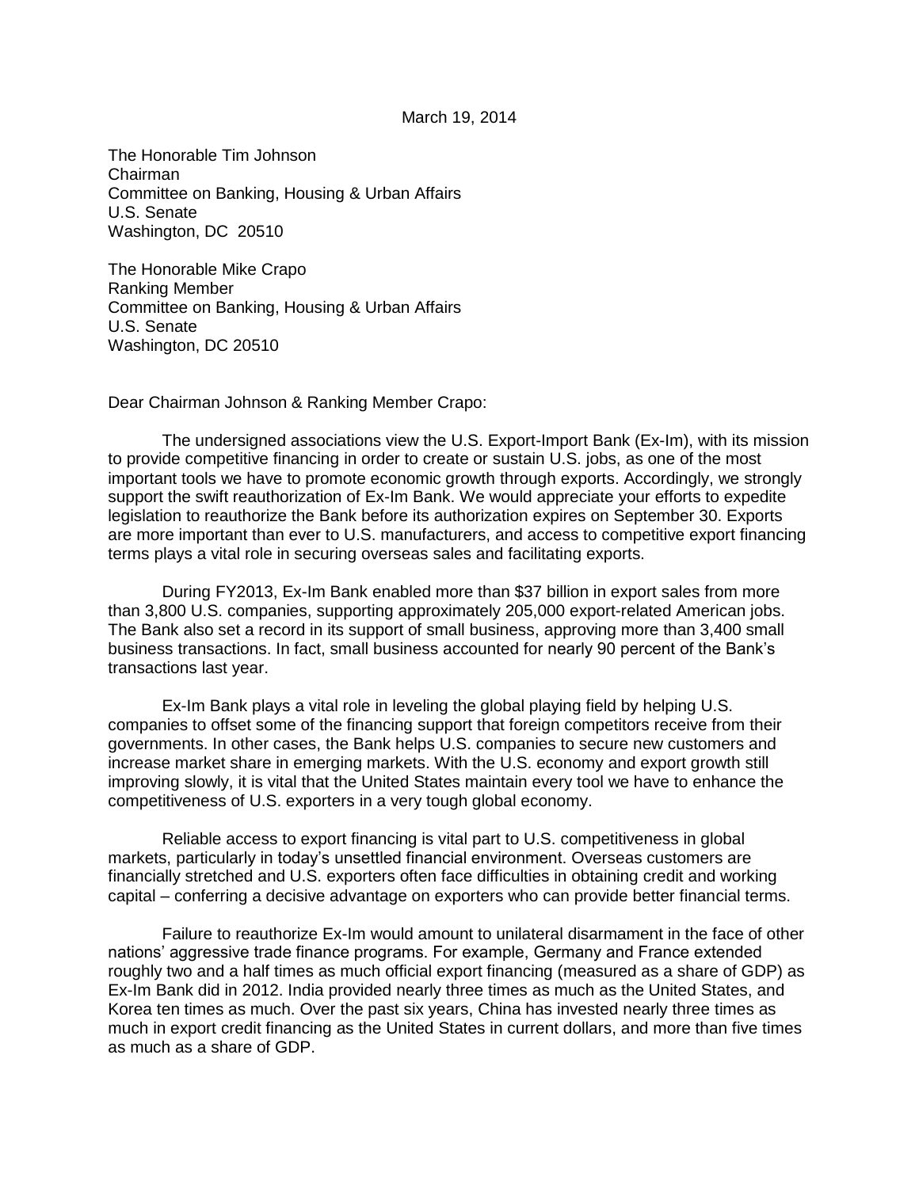March 19, 2014

The Honorable Tim Johnson
Chairman
Committee on Banking, Housing & Urban Affairs
U.S. Senate
Washington, DC 20510

The Honorable Mike Crapo
Ranking Member
Committee on Banking, Housing & Urban Affairs
U.S. Senate
Washington, DC 20510

Dear Chairman Johnson & Ranking Member Crapo:

The undersigned associations view the U.S. Export-Import Bank (Ex-Im), with its mission to provide competitive financing in order to create or sustain U.S. jobs, as one of the most important tools we have to promote economic growth through exports. Accordingly, we strongly support the swift reauthorization of Ex-Im Bank. We would appreciate your efforts to expedite legislation to reauthorize the Bank before its authorization expires on September 30. Exports are more important than ever to U.S. manufacturers, and access to competitive export financing terms plays a vital role in securing overseas sales and facilitating exports.

During FY2013, Ex-Im Bank enabled more than $37 billion in export sales from more than 3,800 U.S. companies, supporting approximately 205,000 export-related American jobs. The Bank also set a record in its support of small business, approving more than 3,400 small business transactions. In fact, small business accounted for nearly 90 percent of the Bank's transactions last year.

Ex-Im Bank plays a vital role in leveling the global playing field by helping U.S. companies to offset some of the financing support that foreign competitors receive from their governments. In other cases, the Bank helps U.S. companies to secure new customers and increase market share in emerging markets. With the U.S. economy and export growth still improving slowly, it is vital that the United States maintain every tool we have to enhance the competitiveness of U.S. exporters in a very tough global economy.

Reliable access to export financing is vital part to U.S. competitiveness in global markets, particularly in today's unsettled financial environment. Overseas customers are financially stretched and U.S. exporters often face difficulties in obtaining credit and working capital – conferring a decisive advantage on exporters who can provide better financial terms.

Failure to reauthorize Ex-Im would amount to unilateral disarmament in the face of other nations' aggressive trade finance programs. For example, Germany and France extended roughly two and a half times as much official export financing (measured as a share of GDP) as Ex-Im Bank did in 2012. India provided nearly three times as much as the United States, and Korea ten times as much. Over the past six years, China has invested nearly three times as much in export credit financing as the United States in current dollars, and more than five times as much as a share of GDP.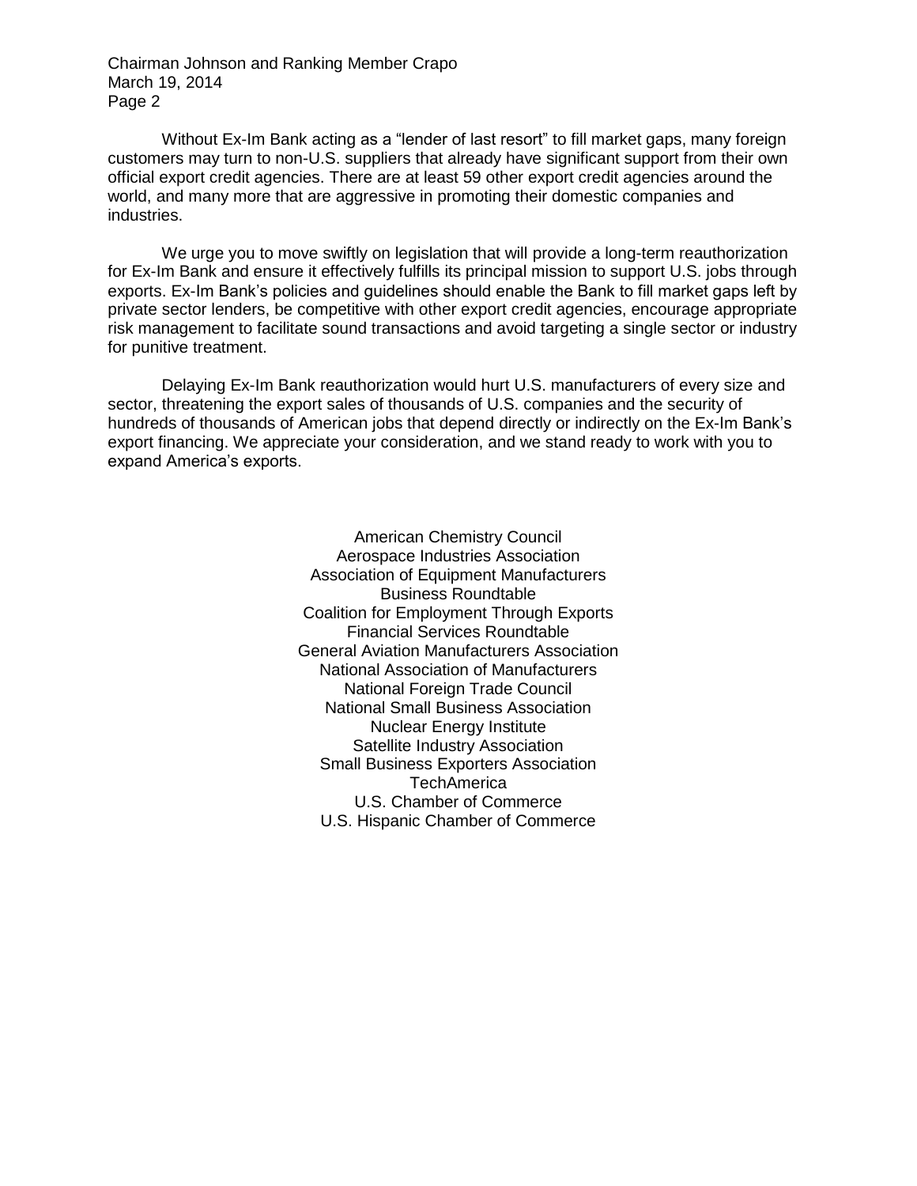Without Ex-Im Bank acting as a "lender of last resort" to fill market gaps, many foreign customers may turn to non-U.S. suppliers that already have significant support from their own official export credit agencies. There are at least 59 other export credit agencies around the world, and many more that are aggressive in promoting their domestic companies and industries.

We urge you to move swiftly on legislation that will provide a long-term reauthorization for Ex-Im Bank and ensure it effectively fulfills its principal mission to support U.S. jobs through exports. Ex-Im Bank's policies and guidelines should enable the Bank to fill market gaps left by private sector lenders, be competitive with other export credit agencies, encourage appropriate risk management to facilitate sound transactions and avoid targeting a single sector or industry for punitive treatment.

Delaying Ex-Im Bank reauthorization would hurt U.S. manufacturers of every size and sector, threatening the export sales of thousands of U.S. companies and the security of hundreds of thousands of American jobs that depend directly or indirectly on the Ex-Im Bank's export financing. We appreciate your consideration, and we stand ready to work with you to expand America's exports.

American Chemistry Council
Aerospace Industries Association
Association of Equipment Manufacturers
Business Roundtable
Coalition for Employment Through Exports
Financial Services Roundtable
General Aviation Manufacturers Association
National Association of Manufacturers
National Foreign Trade Council
National Small Business Association
Nuclear Energy Institute
Satellite Industry Association
Small Business Exporters Association
TechAmerica
U.S. Chamber of Commerce
U.S. Hispanic Chamber of Commerce